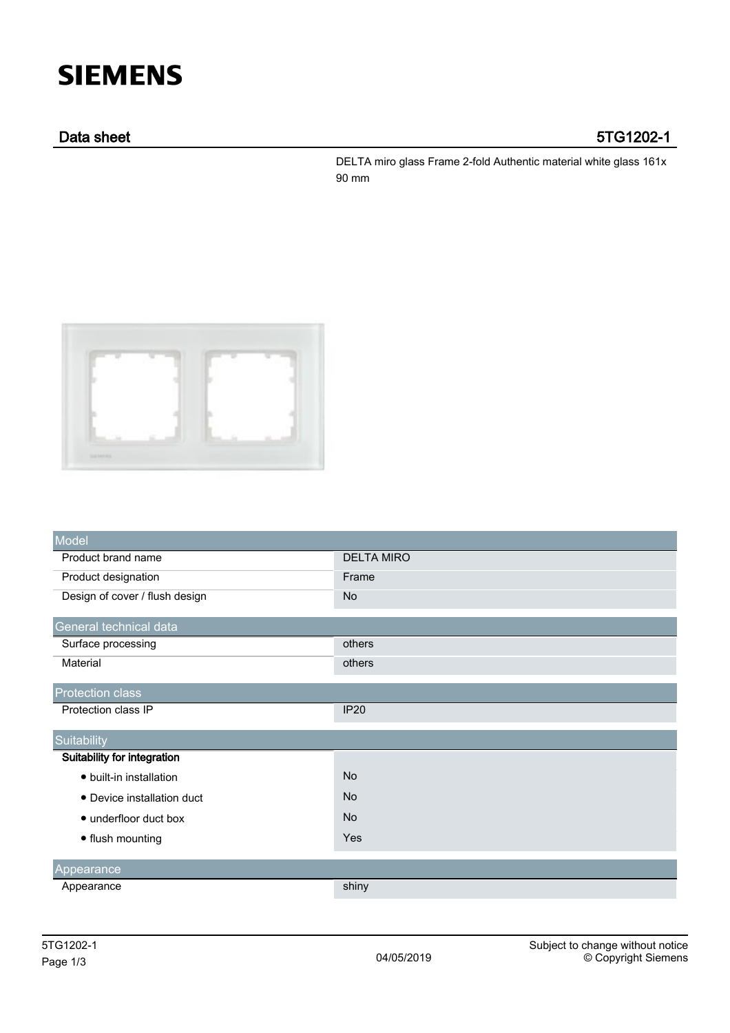SIEMENS

## Data sheet 5TG1202-1

DELTA miro glass Frame 2-fold Authentic material white glass 161x 90 mm

| Model | |
|---|---|
| Product brand name | DELTA MIRO |
| Product designation | Frame |
| Design of cover / flush design | No |

| General technical data | |
|---|---|
| Surface processing | others |
| Material | others |

| Protection class | |
|---|---|
| Protection class IP | IP20 |

| Suitability | |
|---|---|
| **Suitability for integration** | |
| • built-in installation | No |
| • Device installation duct | No |
| • underfloor duct box | No |
| • flush mounting | Yes |

| Appearance | |
|---|---|
| Appearance | shiny |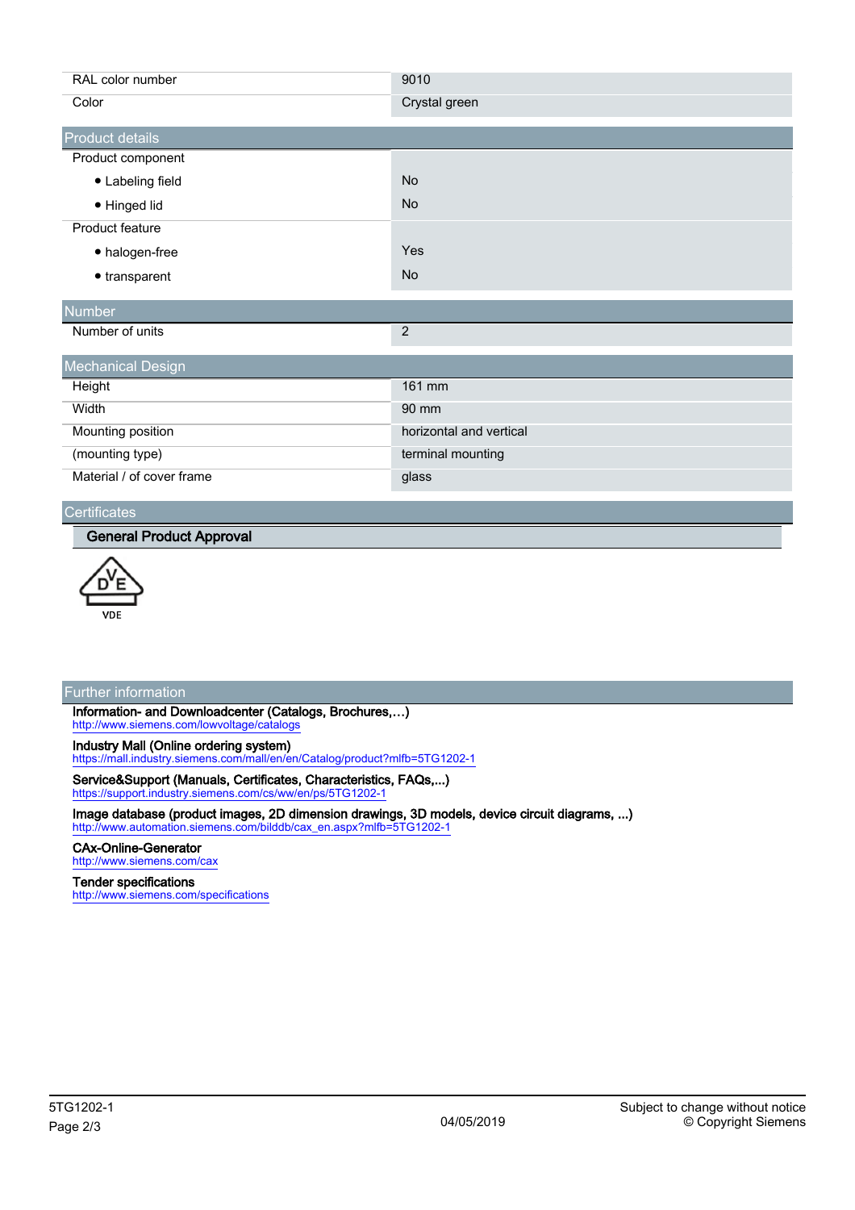| | |
|---|---|
| RAL color number | 9010 |
| Color | Crystal green |

## Product details

| | |
|---|---|
| Product component | |
| • Labeling field | No |
| • Hinged lid | No |
| Product feature | |
| • halogen-free | Yes |
| • transparent | No |

## Number

| | |
|---|---|
| Number of units | 2 |

## Mechanical Design

| | |
|---|---|
| Height | 161 mm |
| Width | 90 mm |
| Mounting position | horizontal and vertical |
| (mounting type) | terminal mounting |
| Material / of cover frame | glass |

## Certificates

### General Product Approval

VDE

## Further information

**Information- and Downloadcenter (Catalogs, Brochures,…)**
http://www.siemens.com/lowvoltage/catalogs

**Industry Mall (Online ordering system)**
https://mall.industry.siemens.com/mall/en/en/Catalog/product?mlfb=5TG1202-1

**Service&Support (Manuals, Certificates, Characteristics, FAQs,...)**
https://support.industry.siemens.com/cs/ww/en/ps/5TG1202-1

**Image database (product images, 2D dimension drawings, 3D models, device circuit diagrams, ...)**
http://www.automation.siemens.com/bilddb/cax_en.aspx?mlfb=5TG1202-1

**CAx-Online-Generator**
http://www.siemens.com/cax

**Tender specifications**
http://www.siemens.com/specifications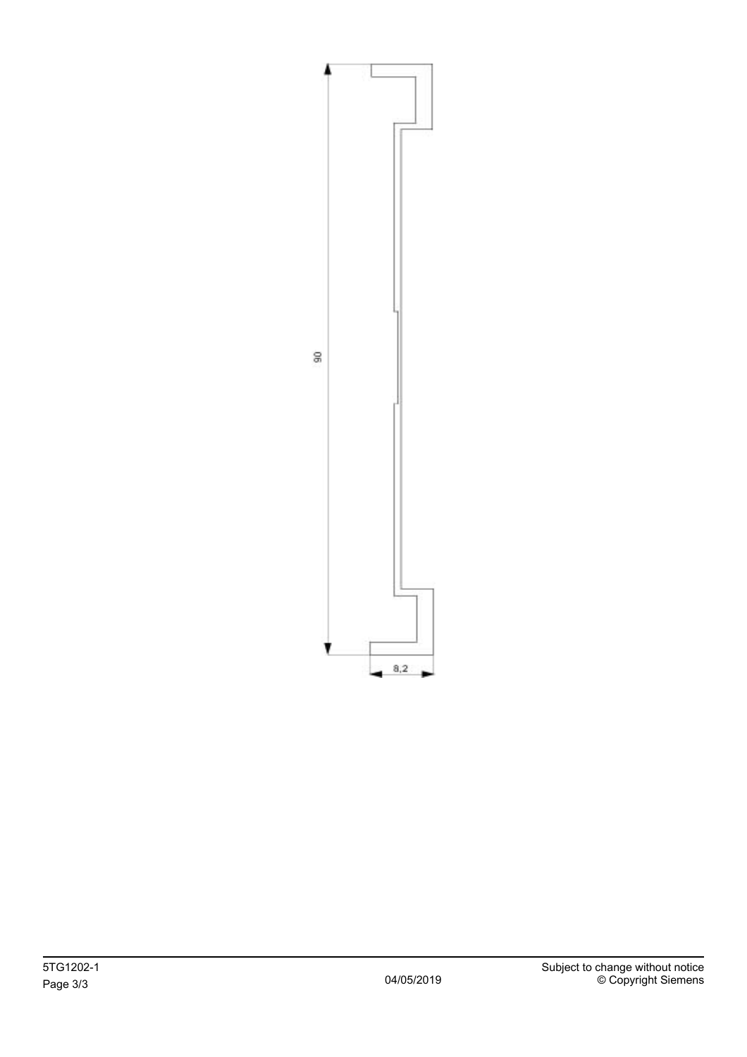90

8,2